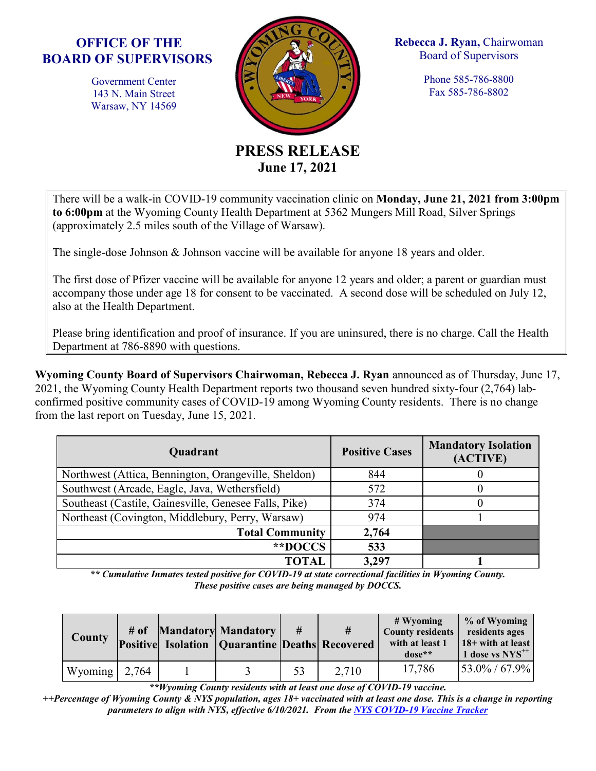**OFFICE OF THE BOARD OF SUPERVISORS**

Government Center
143 N. Main Street
Warsaw, NY 14569

**Rebecca J. Ryan,** Chairwoman
Board of Supervisors

Phone 585-786-8800
Fax 585-786-8802

# PRESS RELEASE
**June 17, 2021**

There will be a walk-in COVID-19 community vaccination clinic on **Monday, June 21, 2021 from 3:00pm to 6:00pm** at the Wyoming County Health Department at 5362 Mungers Mill Road, Silver Springs (approximately 2.5 miles south of the Village of Warsaw).

The single-dose Johnson & Johnson vaccine will be available for anyone 18 years and older.

The first dose of Pfizer vaccine will be available for anyone 12 years and older; a parent or guardian must accompany those under age 18 for consent to be vaccinated. A second dose will be scheduled on July 12, also at the Health Department.

Please bring identification and proof of insurance. If you are uninsured, there is no charge. Call the Health Department at 786-8890 with questions.

**Wyoming County Board of Supervisors Chairwoman, Rebecca J. Ryan** announced as of Thursday, June 17, 2021, the Wyoming County Health Department reports two thousand seven hundred sixty-four (2,764) lab-confirmed positive community cases of COVID-19 among Wyoming County residents. There is no change from the last report on Tuesday, June 15, 2021.

| Quadrant | Positive Cases | Mandatory Isolation (ACTIVE) |
|---|---|---|
| Northwest (Attica, Bennington, Orangeville, Sheldon) | 844 | 0 |
| Southwest (Arcade, Eagle, Java, Wethersfield) | 572 | 0 |
| Southeast (Castile, Gainesville, Genesee Falls, Pike) | 374 | 0 |
| Northeast (Covington, Middlebury, Perry, Warsaw) | 974 | 1 |
| **Total Community** | **2,764** | |
| **\*\*DOCCS** | **533** | |
| **TOTAL** | **3,297** | **1** |

***\*\* Cumulative Inmates tested positive for COVID-19 at state correctional facilities in Wyoming County. These positive cases are being managed by DOCCS.***

| County | # of Positive | Mandatory Isolation | Mandatory Quarantine | # Deaths | # Recovered | # Wyoming County residents with at least 1 dose** | % of Wyoming residents ages 18+ with at least 1 dose vs NYS++ |
|---|---|---|---|---|---|---|---|
| Wyoming | 2,764 | 1 | 3 | 53 | 2,710 | 17,786 | 53.0% / 67.9% |

***\*\*Wyoming County residents with at least one dose of COVID-19 vaccine.***

***++Percentage of Wyoming County & NYS population, ages 18+ vaccinated with at least one dose. This is a change in reporting parameters to align with NYS, effective 6/10/2021. From the NYS COVID-19 Vaccine Tracker***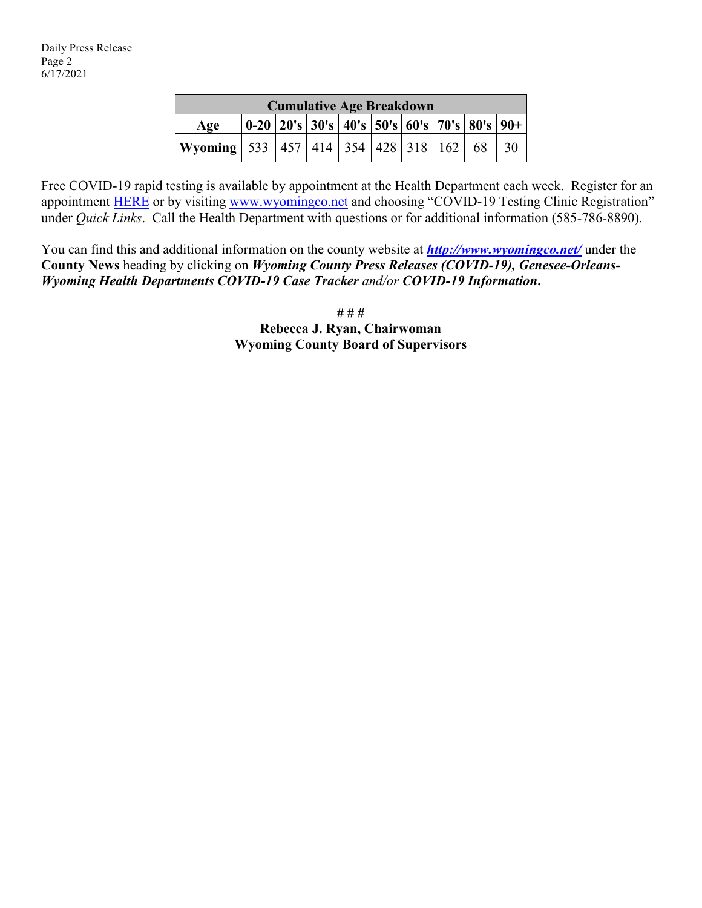| Cumulative Age Breakdown | | | | | | | | | |
|---|---|---|---|---|---|---|---|---|---|
| **Age** | **0-20** | **20's** | **30's** | **40's** | **50's** | **60's** | **70's** | **80's** | **90+** |
| **Wyoming** | 533 | 457 | 414 | 354 | 428 | 318 | 162 | 68 | 30 |

Free COVID-19 rapid testing is available by appointment at the Health Department each week. Register for an appointment HERE or by visiting www.wyomingco.net and choosing "COVID-19 Testing Clinic Registration" under *Quick Links*. Call the Health Department with questions or for additional information (585-786-8890).

You can find this and additional information on the county website at ***http://www.wyomingco.net/*** under the **County News** heading by clicking on ***Wyoming County Press Releases (COVID-19), Genesee-Orleans-Wyoming Health Departments COVID-19 Case Tracker*** *and/or* ***COVID-19 Information*****.**

# # #

**Rebecca J. Ryan, Chairwoman**
**Wyoming County Board of Supervisors**